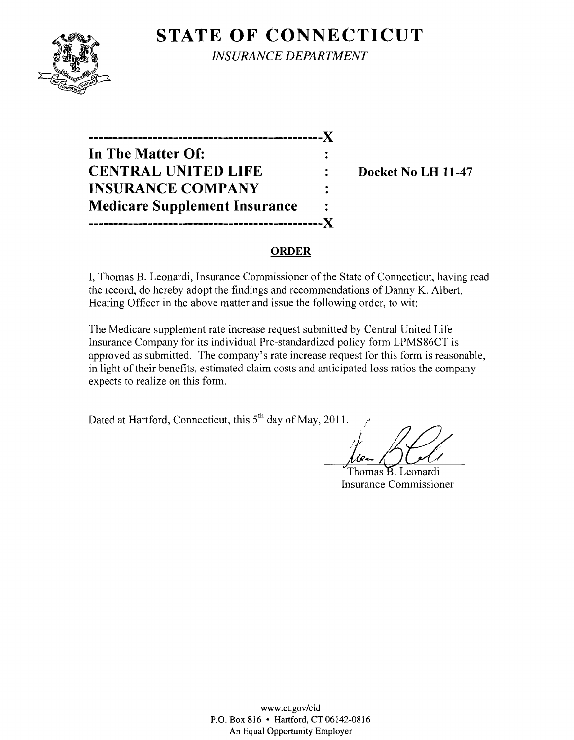# STATE OF CONNECTICUT

*INSURANCE DEPARTMENT*

---------------------------------------------------X

**In The Matter Of:** :

**CENTRAL UNITED LIFE** : **Docket No LH 11-47**

**INSURANCE COMPANY** :

**Medicare Supplement Insurance** :

---------------------------------------------------X

## ORDER

I, Thomas B. Leonardi, Insurance Commissioner of the State of Connecticut, having read the record, do hereby adopt the findings and recommendations of Danny K. Albert, Hearing Officer in the above matter and issue the following order, to wit:

The Medicare supplement rate increase request submitted by Central United Life Insurance Company for its individual Pre-standardized policy form LPMS86CT is approved as submitted. The company's rate increase request for this form is reasonable, in light of their benefits, estimated claim costs and anticipated loss ratios the company expects to realize on this form.

Dated at Hartford, Connecticut, this 5th day of May, 2011.

Thomas B. Leonardi
Insurance Commissioner

www.ct.gov/cid
P.O. Box 816 • Hartford, CT 06142-0816
An Equal Opportunity Employer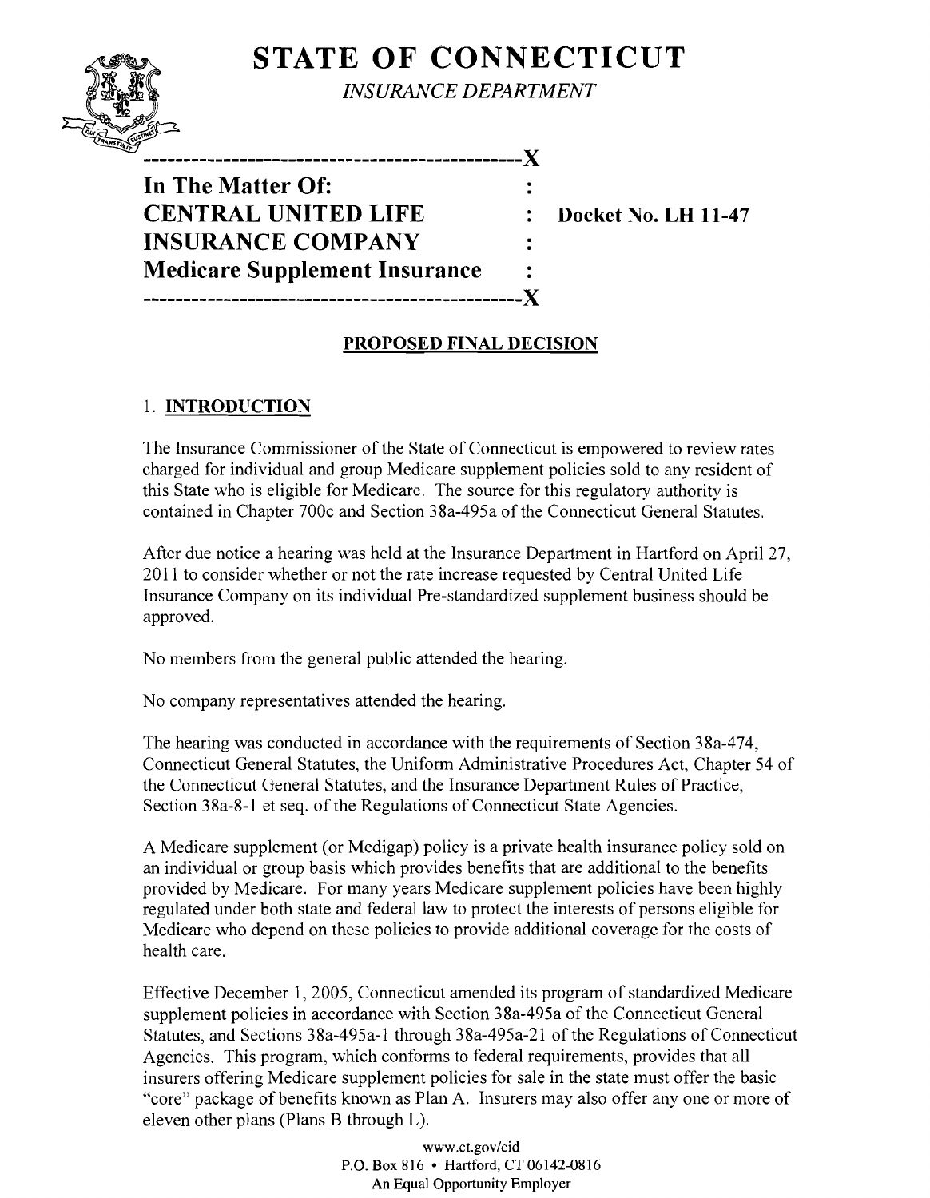# STATE OF CONNECTICUT

*INSURANCE DEPARTMENT*

```
----------------------------------------------X
In The Matter Of:                             :
CENTRAL UNITED LIFE                           :   Docket No. LH 11-47
INSURANCE COMPANY                             :
Medicare Supplement Insurance                 :
----------------------------------------------X
```

## PROPOSED FINAL DECISION

### 1. INTRODUCTION

The Insurance Commissioner of the State of Connecticut is empowered to review rates charged for individual and group Medicare supplement policies sold to any resident of this State who is eligible for Medicare. The source for this regulatory authority is contained in Chapter 700c and Section 38a-495a of the Connecticut General Statutes.

After due notice a hearing was held at the Insurance Department in Hartford on April 27, 2011 to consider whether or not the rate increase requested by Central United Life Insurance Company on its individual Pre-standardized supplement business should be approved.

No members from the general public attended the hearing.

No company representatives attended the hearing.

The hearing was conducted in accordance with the requirements of Section 38a-474, Connecticut General Statutes, the Uniform Administrative Procedures Act, Chapter 54 of the Connecticut General Statutes, and the Insurance Department Rules of Practice, Section 38a-8-1 et seq. of the Regulations of Connecticut State Agencies.

A Medicare supplement (or Medigap) policy is a private health insurance policy sold on an individual or group basis which provides benefits that are additional to the benefits provided by Medicare. For many years Medicare supplement policies have been highly regulated under both state and federal law to protect the interests of persons eligible for Medicare who depend on these policies to provide additional coverage for the costs of health care.

Effective December 1, 2005, Connecticut amended its program of standardized Medicare supplement policies in accordance with Section 38a-495a of the Connecticut General Statutes, and Sections 38a-495a-1 through 38a-495a-21 of the Regulations of Connecticut Agencies. This program, which conforms to federal requirements, provides that all insurers offering Medicare supplement policies for sale in the state must offer the basic "core" package of benefits known as Plan A. Insurers may also offer any one or more of eleven other plans (Plans B through L).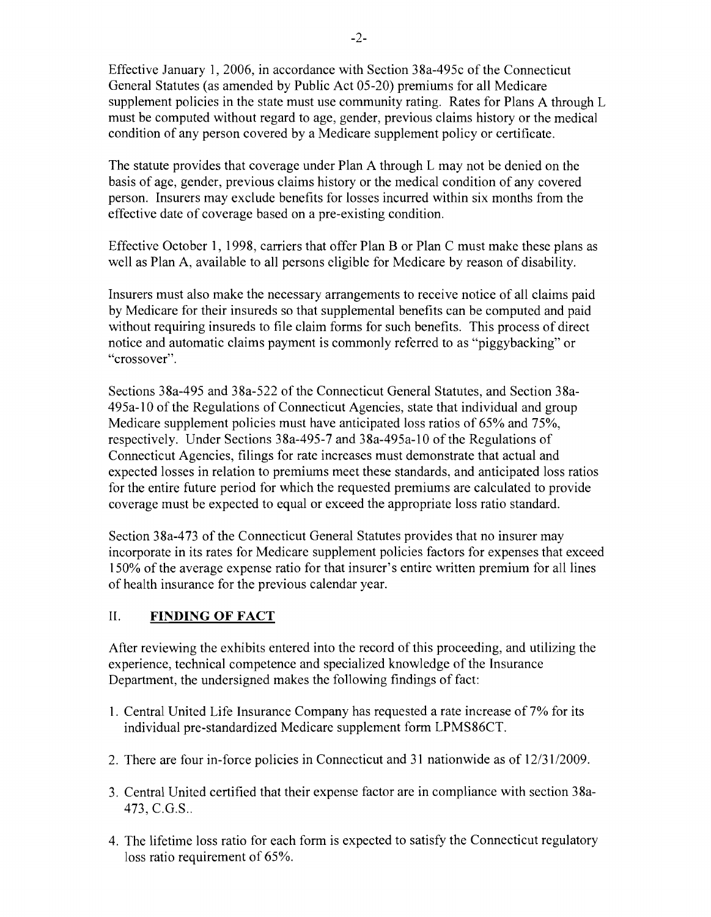Effective January 1, 2006, in accordance with Section 38a-495c of the Connecticut General Statutes (as amended by Public Act 05-20) premiums for all Medicare supplement policies in the state must use community rating. Rates for Plans A through L must be computed without regard to age, gender, previous claims history or the medical condition of any person covered by a Medicare supplement policy or certificate.

The statute provides that coverage under Plan A through L may not be denied on the basis of age, gender, previous claims history or the medical condition of any covered person. Insurers may exclude benefits for losses incurred within six months from the effective date of coverage based on a pre-existing condition.

Effective October 1, 1998, carriers that offer Plan B or Plan C must make these plans as well as Plan A, available to all persons eligible for Medicare by reason of disability.

Insurers must also make the necessary arrangements to receive notice of all claims paid by Medicare for their insureds so that supplemental benefits can be computed and paid without requiring insureds to file claim forms for such benefits. This process of direct notice and automatic claims payment is commonly referred to as "piggybacking" or "crossover".

Sections 38a-495 and 38a-522 of the Connecticut General Statutes, and Section 38a-495a-10 of the Regulations of Connecticut Agencies, state that individual and group Medicare supplement policies must have anticipated loss ratios of 65% and 75%, respectively. Under Sections 38a-495-7 and 38a-495a-10 of the Regulations of Connecticut Agencies, filings for rate increases must demonstrate that actual and expected losses in relation to premiums meet these standards, and anticipated loss ratios for the entire future period for which the requested premiums are calculated to provide coverage must be expected to equal or exceed the appropriate loss ratio standard.

Section 38a-473 of the Connecticut General Statutes provides that no insurer may incorporate in its rates for Medicare supplement policies factors for expenses that exceed 150% of the average expense ratio for that insurer's entire written premium for all lines of health insurance for the previous calendar year.

## II. FINDING OF FACT

After reviewing the exhibits entered into the record of this proceeding, and utilizing the experience, technical competence and specialized knowledge of the Insurance Department, the undersigned makes the following findings of fact:

1. Central United Life Insurance Company has requested a rate increase of 7% for its individual pre-standardized Medicare supplement form LPMS86CT.
2. There are four in-force policies in Connecticut and 31 nationwide as of 12/31/2009.
3. Central United certified that their expense factor are in compliance with section 38a-473, C.G.S..
4. The lifetime loss ratio for each form is expected to satisfy the Connecticut regulatory loss ratio requirement of 65%.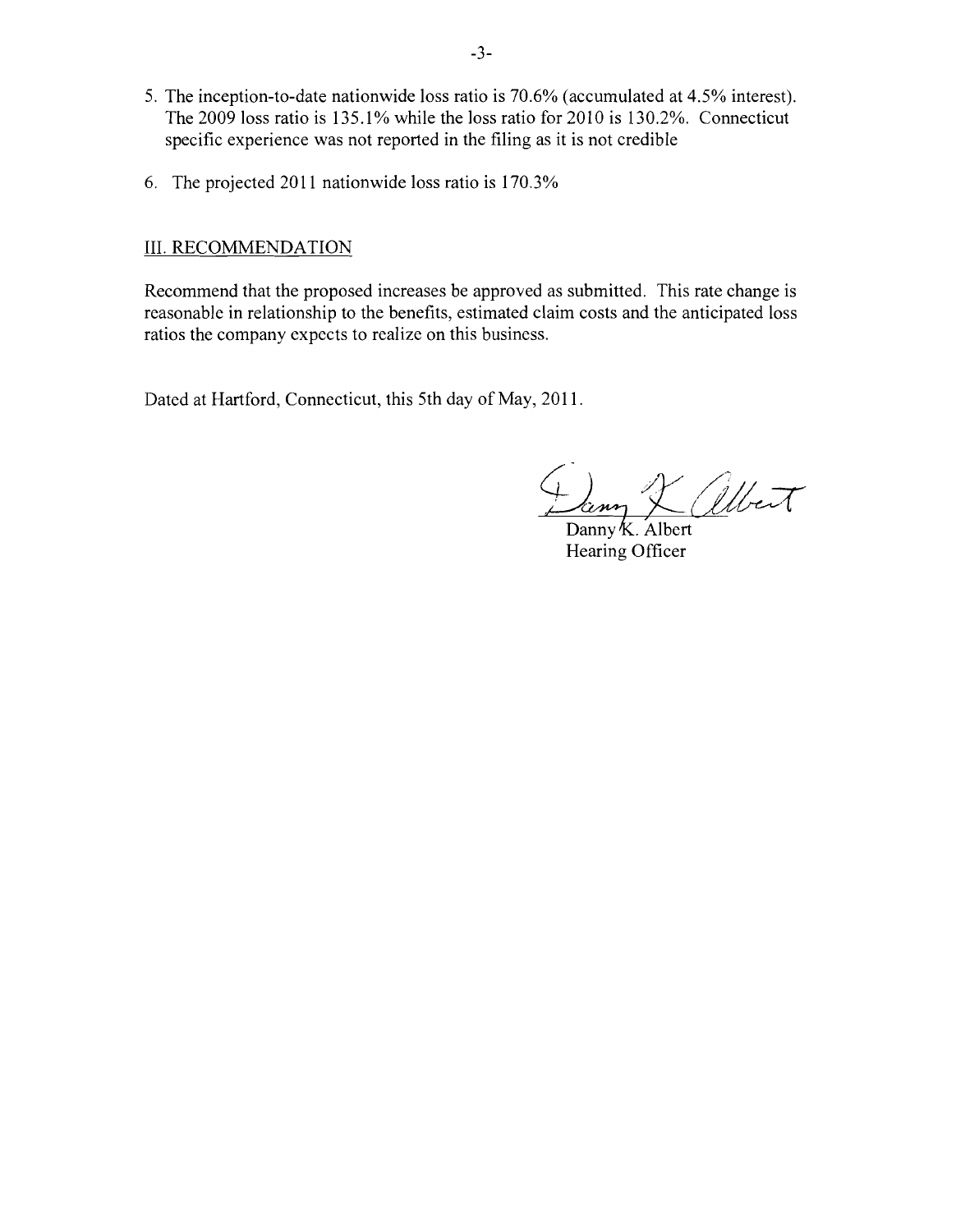5. The inception-to-date nationwide loss ratio is 70.6% (accumulated at 4.5% interest). The 2009 loss ratio is 135.1% while the loss ratio for 2010 is 130.2%. Connecticut specific experience was not reported in the filing as it is not credible

6. The projected 2011 nationwide loss ratio is 170.3%

## III. RECOMMENDATION

Recommend that the proposed increases be approved as submitted. This rate change is reasonable in relationship to the benefits, estimated claim costs and the anticipated loss ratios the company expects to realize on this business.

Dated at Hartford, Connecticut, this 5th day of May, 2011.

Danny K. Albert
Hearing Officer